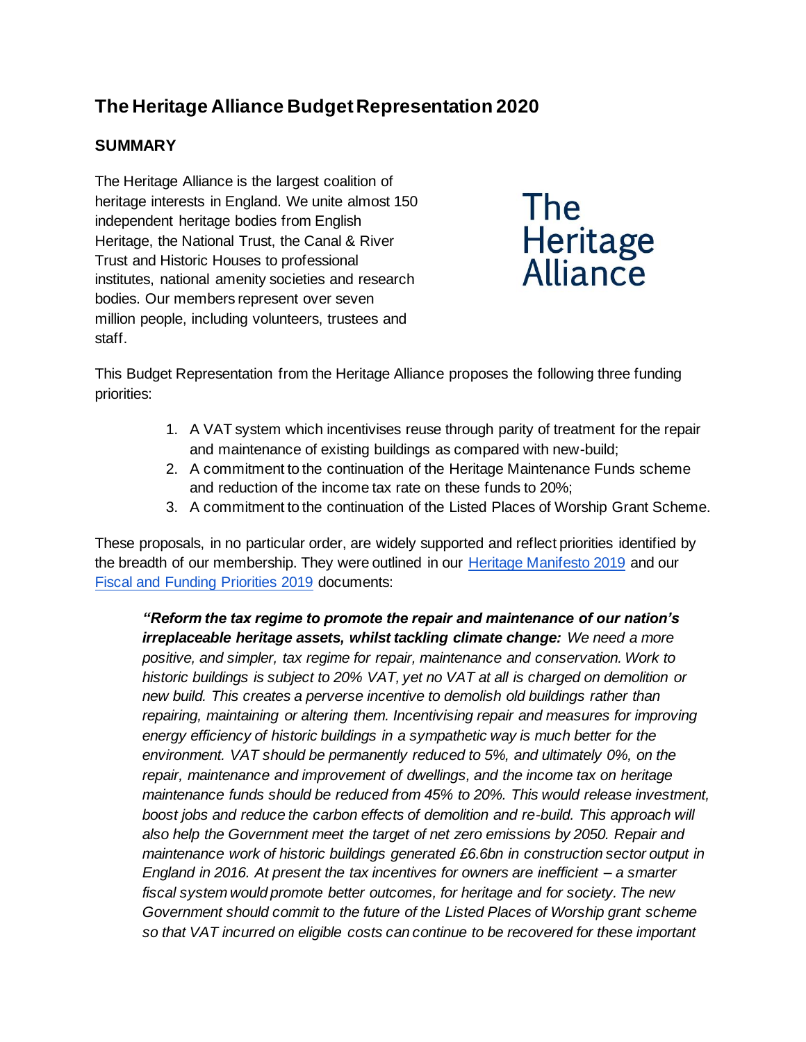# The Heritage Alliance Budget Representation 2020

## SUMMARY

The Heritage Alliance is the largest coalition of heritage interests in England. We unite almost 150 independent heritage bodies from English Heritage, the National Trust, the Canal & River Trust and Historic Houses to professional institutes, national amenity societies and research bodies. Our members represent over seven million people, including volunteers, trustees and staff.

This Budget Representation from the Heritage Alliance proposes the following three funding priorities:

1. A VAT system which incentivises reuse through parity of treatment for the repair and maintenance of existing buildings as compared with new-build;
2. A commitment to the continuation of the Heritage Maintenance Funds scheme and reduction of the income tax rate on these funds to 20%;
3. A commitment to the continuation of the Listed Places of Worship Grant Scheme.

These proposals, in no particular order, are widely supported and reflect priorities identified by the breadth of our membership. They were outlined in our [Heritage Manifesto 2019] and our [Fiscal and Funding Priorities 2019] documents:

> ***"Reform the tax regime to promote the repair and maintenance of our nation's irreplaceable heritage assets, whilst tackling climate change:*** *We need a more positive, and simpler, tax regime for repair, maintenance and conservation. Work to historic buildings is subject to 20% VAT, yet no VAT at all is charged on demolition or new build. This creates a perverse incentive to demolish old buildings rather than repairing, maintaining or altering them. Incentivising repair and measures for improving energy efficiency of historic buildings in a sympathetic way is much better for the environment. VAT should be permanently reduced to 5%, and ultimately 0%, on the repair, maintenance and improvement of dwellings, and the income tax on heritage maintenance funds should be reduced from 45% to 20%. This would release investment, boost jobs and reduce the carbon effects of demolition and re-build. This approach will also help the Government meet the target of net zero emissions by 2050. Repair and maintenance work of historic buildings generated £6.6bn in construction sector output in England in 2016. At present the tax incentives for owners are inefficient – a smarter fiscal system would promote better outcomes, for heritage and for society. The new Government should commit to the future of the Listed Places of Worship grant scheme so that VAT incurred on eligible costs can continue to be recovered for these important*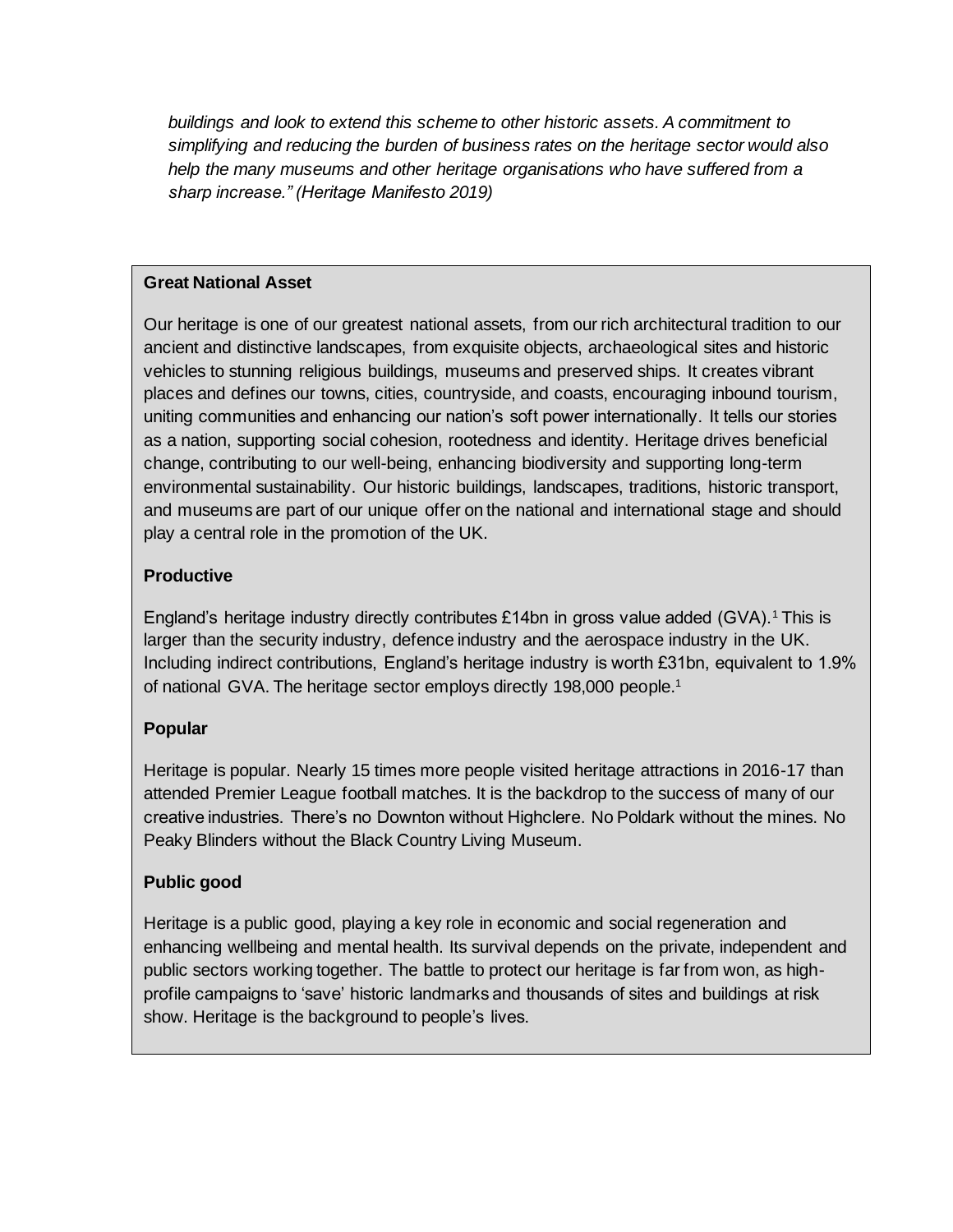*buildings and look to extend this scheme to other historic assets. A commitment to simplifying and reducing the burden of business rates on the heritage sector would also help the many museums and other heritage organisations who have suffered from a sharp increase." (Heritage Manifesto 2019)*

**Great National Asset**

Our heritage is one of our greatest national assets, from our rich architectural tradition to our ancient and distinctive landscapes, from exquisite objects, archaeological sites and historic vehicles to stunning religious buildings, museums and preserved ships. It creates vibrant places and defines our towns, cities, countryside, and coasts, encouraging inbound tourism, uniting communities and enhancing our nation's soft power internationally. It tells our stories as a nation, supporting social cohesion, rootedness and identity. Heritage drives beneficial change, contributing to our well-being, enhancing biodiversity and supporting long-term environmental sustainability. Our historic buildings, landscapes, traditions, historic transport, and museums are part of our unique offer on the national and international stage and should play a central role in the promotion of the UK.

**Productive**

England's heritage industry directly contributes £14bn in gross value added (GVA).[1] This is larger than the security industry, defence industry and the aerospace industry in the UK. Including indirect contributions, England's heritage industry is worth £31bn, equivalent to 1.9% of national GVA. The heritage sector employs directly 198,000 people.[1]

**Popular**

Heritage is popular. Nearly 15 times more people visited heritage attractions in 2016-17 than attended Premier League football matches. It is the backdrop to the success of many of our creative industries. There's no Downton without Highclere. No Poldark without the mines. No Peaky Blinders without the Black Country Living Museum.

**Public good**

Heritage is a public good, playing a key role in economic and social regeneration and enhancing wellbeing and mental health. Its survival depends on the private, independent and public sectors working together. The battle to protect our heritage is far from won, as high-profile campaigns to 'save' historic landmarks and thousands of sites and buildings at risk show. Heritage is the background to people's lives.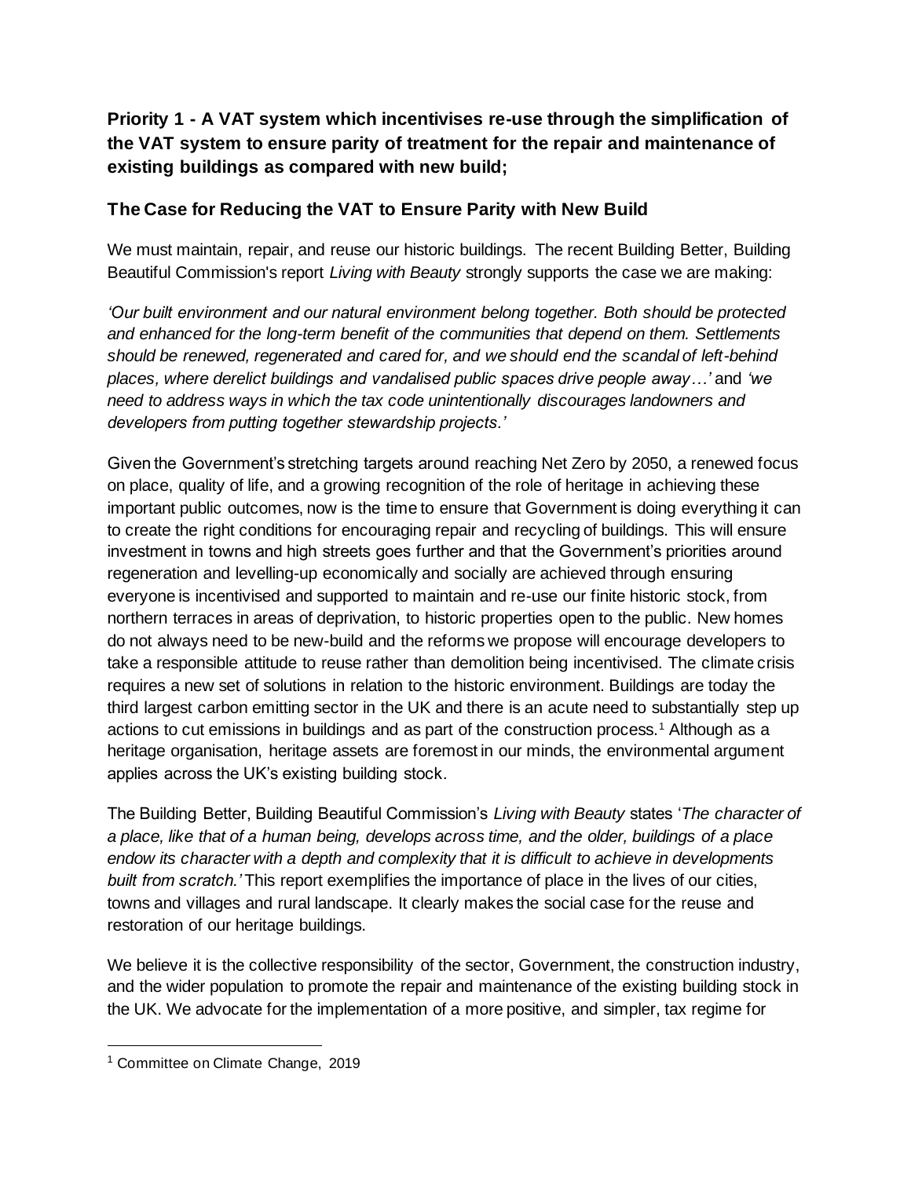**Priority 1 - A VAT system which incentivises re-use through the simplification of the VAT system to ensure parity of treatment for the repair and maintenance of existing buildings as compared with new build;**

## The Case for Reducing the VAT to Ensure Parity with New Build

We must maintain, repair, and reuse our historic buildings. The recent Building Better, Building Beautiful Commission's report *Living with Beauty* strongly supports the case we are making:

*'Our built environment and our natural environment belong together. Both should be protected and enhanced for the long-term benefit of the communities that depend on them. Settlements should be renewed, regenerated and cared for, and we should end the scandal of left-behind places, where derelict buildings and vandalised public spaces drive people away…'* and *'we need to address ways in which the tax code unintentionally discourages landowners and developers from putting together stewardship projects.'*

Given the Government's stretching targets around reaching Net Zero by 2050, a renewed focus on place, quality of life, and a growing recognition of the role of heritage in achieving these important public outcomes, now is the time to ensure that Government is doing everything it can to create the right conditions for encouraging repair and recycling of buildings. This will ensure investment in towns and high streets goes further and that the Government's priorities around regeneration and levelling-up economically and socially are achieved through ensuring everyone is incentivised and supported to maintain and re-use our finite historic stock, from northern terraces in areas of deprivation, to historic properties open to the public. New homes do not always need to be new-build and the reforms we propose will encourage developers to take a responsible attitude to reuse rather than demolition being incentivised. The climate crisis requires a new set of solutions in relation to the historic environment. Buildings are today the third largest carbon emitting sector in the UK and there is an acute need to substantially step up actions to cut emissions in buildings and as part of the construction process.[1] Although as a heritage organisation, heritage assets are foremost in our minds, the environmental argument applies across the UK's existing building stock.

The Building Better, Building Beautiful Commission's *Living with Beauty* states '*The character of a place, like that of a human being, develops across time, and the older, buildings of a place endow its character with a depth and complexity that it is difficult to achieve in developments built from scratch.'* This report exemplifies the importance of place in the lives of our cities, towns and villages and rural landscape. It clearly makes the social case for the reuse and restoration of our heritage buildings.

We believe it is the collective responsibility of the sector, Government, the construction industry, and the wider population to promote the repair and maintenance of the existing building stock in the UK. We advocate for the implementation of a more positive, and simpler, tax regime for

[1] Committee on Climate Change, 2019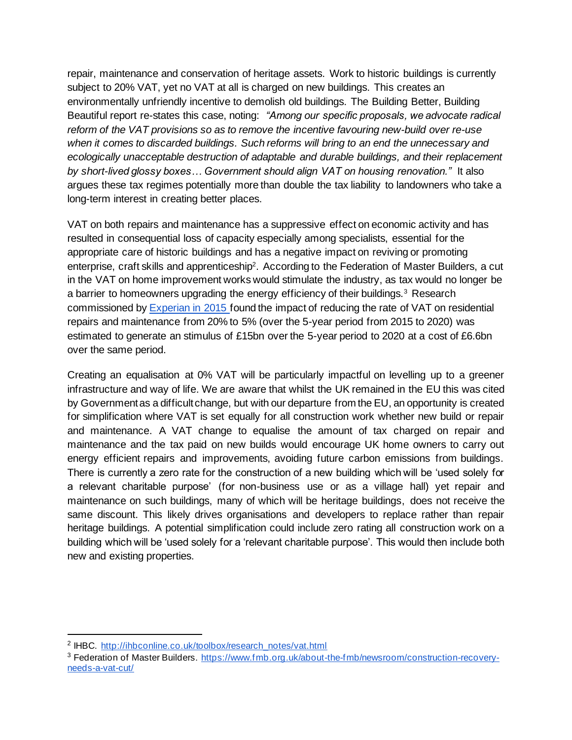repair, maintenance and conservation of heritage assets. Work to historic buildings is currently subject to 20% VAT, yet no VAT at all is charged on new buildings. This creates an environmentally unfriendly incentive to demolish old buildings. The Building Better, Building Beautiful report re-states this case, noting: *"Among our specific proposals, we advocate radical reform of the VAT provisions so as to remove the incentive favouring new-build over re-use when it comes to discarded buildings. Such reforms will bring to an end the unnecessary and ecologically unacceptable destruction of adaptable and durable buildings, and their replacement by short-lived glossy boxes… Government should align VAT on housing renovation."* It also argues these tax regimes potentially more than double the tax liability to landowners who take a long-term interest in creating better places.

VAT on both repairs and maintenance has a suppressive effect on economic activity and has resulted in consequential loss of capacity especially among specialists, essential for the appropriate care of historic buildings and has a negative impact on reviving or promoting enterprise, craft skills and apprenticeship[2]. According to the Federation of Master Builders, a cut in the VAT on home improvement works would stimulate the industry, as tax would no longer be a barrier to homeowners upgrading the energy efficiency of their buildings.[3] Research commissioned by Experian in 2015 found the impact of reducing the rate of VAT on residential repairs and maintenance from 20% to 5% (over the 5-year period from 2015 to 2020) was estimated to generate an stimulus of £15bn over the 5-year period to 2020 at a cost of £6.6bn over the same period.

Creating an equalisation at 0% VAT will be particularly impactful on levelling up to a greener infrastructure and way of life. We are aware that whilst the UK remained in the EU this was cited by Government as a difficult change, but with our departure from the EU, an opportunity is created for simplification where VAT is set equally for all construction work whether new build or repair and maintenance. A VAT change to equalise the amount of tax charged on repair and maintenance and the tax paid on new builds would encourage UK home owners to carry out energy efficient repairs and improvements, avoiding future carbon emissions from buildings. There is currently a zero rate for the construction of a new building which will be 'used solely for a relevant charitable purpose' (for non-business use or as a village hall) yet repair and maintenance on such buildings, many of which will be heritage buildings, does not receive the same discount. This likely drives organisations and developers to replace rather than repair heritage buildings. A potential simplification could include zero rating all construction work on a building which will be 'used solely for a 'relevant charitable purpose'. This would then include both new and existing properties.

---

[2] IHBC. http://ihbconline.co.uk/toolbox/research_notes/vat.html

[3] Federation of Master Builders. https://www.fmb.org.uk/about-the-fmb/newsroom/construction-recovery-needs-a-vat-cut/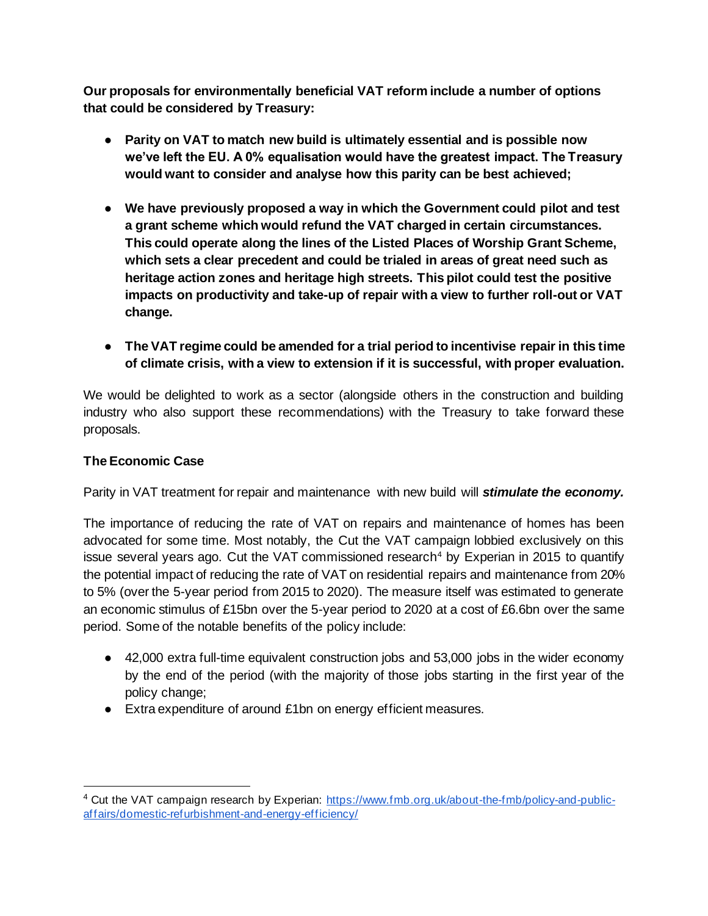**Our proposals for environmentally beneficial VAT reform include a number of options that could be considered by Treasury:**

- **Parity on VAT to match new build is ultimately essential and is possible now we've left the EU. A 0% equalisation would have the greatest impact. The Treasury would want to consider and analyse how this parity can be best achieved;**

- **We have previously proposed a way in which the Government could pilot and test a grant scheme which would refund the VAT charged in certain circumstances. This could operate along the lines of the Listed Places of Worship Grant Scheme, which sets a clear precedent and could be trialed in areas of great need such as heritage action zones and heritage high streets. This pilot could test the positive impacts on productivity and take-up of repair with a view to further roll-out or VAT change.**

- **The VAT regime could be amended for a trial period to incentivise repair in this time of climate crisis, with a view to extension if it is successful, with proper evaluation.**

We would be delighted to work as a sector (alongside others in the construction and building industry who also support these recommendations) with the Treasury to take forward these proposals.

**The Economic Case**

Parity in VAT treatment for repair and maintenance with new build will ***stimulate the economy.***

The importance of reducing the rate of VAT on repairs and maintenance of homes has been advocated for some time. Most notably, the Cut the VAT campaign lobbied exclusively on this issue several years ago. Cut the VAT commissioned research[4] by Experian in 2015 to quantify the potential impact of reducing the rate of VAT on residential repairs and maintenance from 20% to 5% (over the 5-year period from 2015 to 2020). The measure itself was estimated to generate an economic stimulus of £15bn over the 5-year period to 2020 at a cost of £6.6bn over the same period. Some of the notable benefits of the policy include:

- 42,000 extra full-time equivalent construction jobs and 53,000 jobs in the wider economy by the end of the period (with the majority of those jobs starting in the first year of the policy change;
- Extra expenditure of around £1bn on energy efficient measures.

[4] Cut the VAT campaign research by Experian: https://www.fmb.org.uk/about-the-fmb/policy-and-public-affairs/domestic-refurbishment-and-energy-efficiency/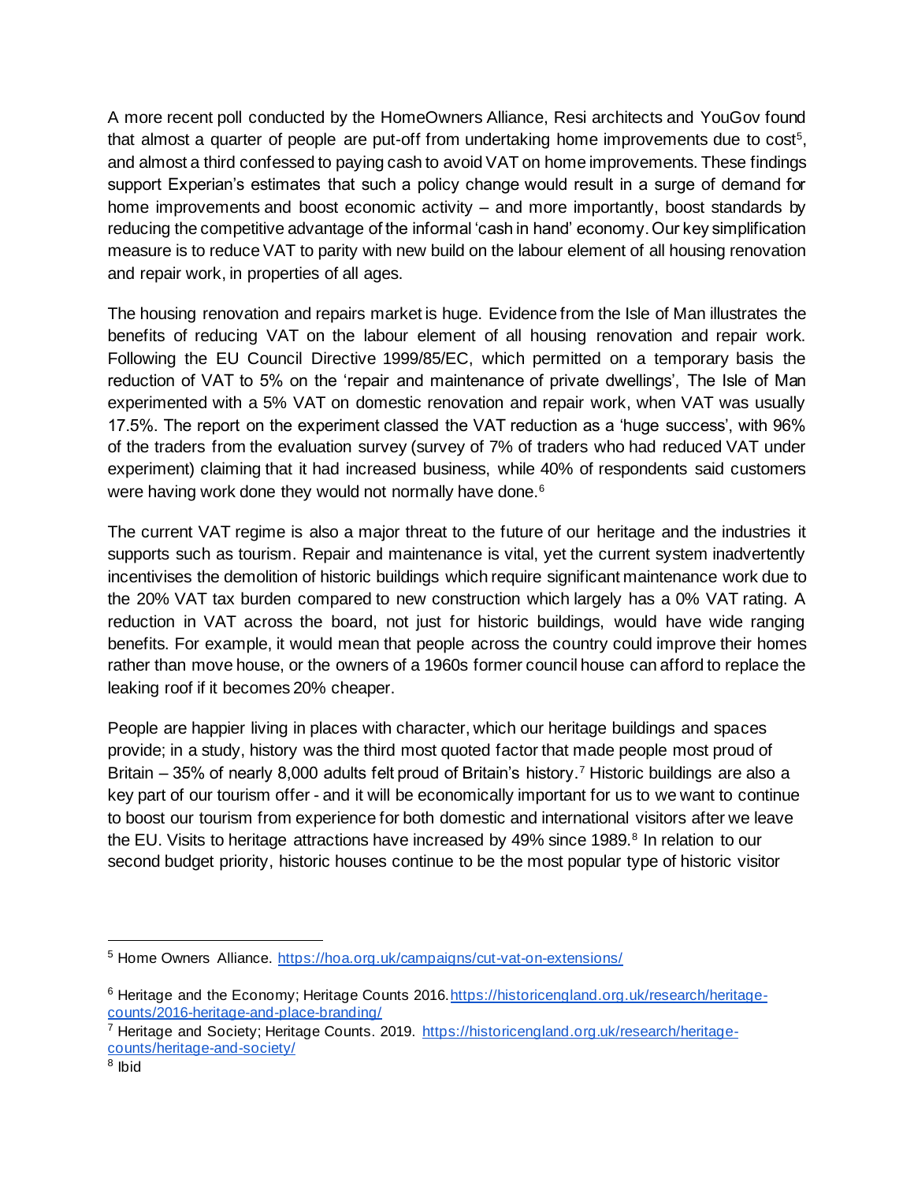A more recent poll conducted by the HomeOwners Alliance, Resi architects and YouGov found that almost a quarter of people are put-off from undertaking home improvements due to cost[5], and almost a third confessed to paying cash to avoid VAT on home improvements. These findings support Experian's estimates that such a policy change would result in a surge of demand for home improvements and boost economic activity – and more importantly, boost standards by reducing the competitive advantage of the informal 'cash in hand' economy. Our key simplification measure is to reduce VAT to parity with new build on the labour element of all housing renovation and repair work, in properties of all ages.

The housing renovation and repairs market is huge. Evidence from the Isle of Man illustrates the benefits of reducing VAT on the labour element of all housing renovation and repair work. Following the EU Council Directive 1999/85/EC, which permitted on a temporary basis the reduction of VAT to 5% on the 'repair and maintenance of private dwellings', The Isle of Man experimented with a 5% VAT on domestic renovation and repair work, when VAT was usually 17.5%. The report on the experiment classed the VAT reduction as a 'huge success', with 96% of the traders from the evaluation survey (survey of 7% of traders who had reduced VAT under experiment) claiming that it had increased business, while 40% of respondents said customers were having work done they would not normally have done.[6]

The current VAT regime is also a major threat to the future of our heritage and the industries it supports such as tourism. Repair and maintenance is vital, yet the current system inadvertently incentivises the demolition of historic buildings which require significant maintenance work due to the 20% VAT tax burden compared to new construction which largely has a 0% VAT rating. A reduction in VAT across the board, not just for historic buildings, would have wide ranging benefits. For example, it would mean that people across the country could improve their homes rather than move house, or the owners of a 1960s former council house can afford to replace the leaking roof if it becomes 20% cheaper.

People are happier living in places with character, which our heritage buildings and spaces provide; in a study, history was the third most quoted factor that made people most proud of Britain – 35% of nearly 8,000 adults felt proud of Britain's history.[7] Historic buildings are also a key part of our tourism offer - and it will be economically important for us to we want to continue to boost our tourism from experience for both domestic and international visitors after we leave the EU. Visits to heritage attractions have increased by 49% since 1989.[8] In relation to our second budget priority, historic houses continue to be the most popular type of historic visitor

---

[5] Home Owners Alliance. https://hoa.org.uk/campaigns/cut-vat-on-extensions/

[6] Heritage and the Economy; Heritage Counts 2016. https://historicengland.org.uk/research/heritage-counts/2016-heritage-and-place-branding/

[7] Heritage and Society; Heritage Counts. 2019. https://historicengland.org.uk/research/heritage-counts/heritage-and-society/

[8] Ibid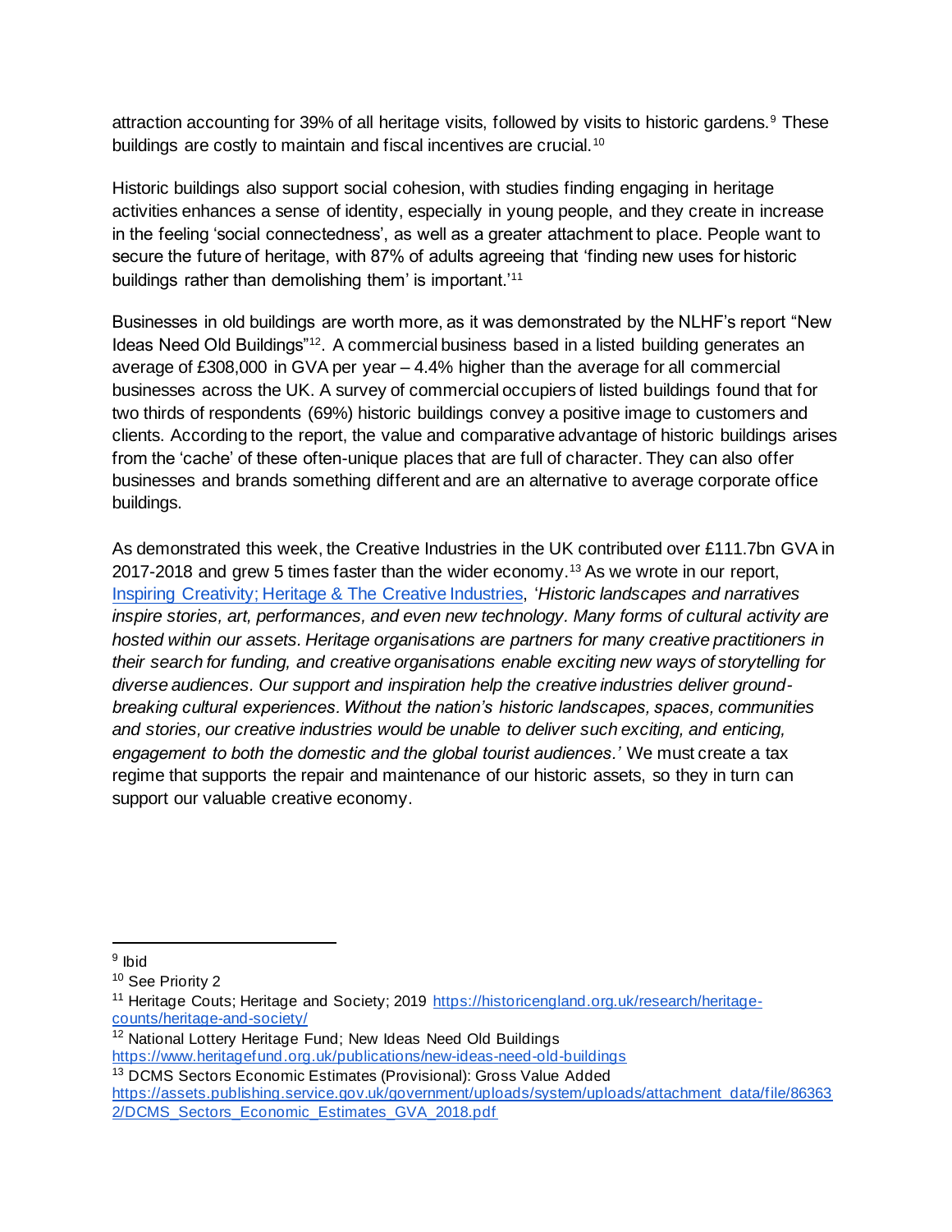attraction accounting for 39% of all heritage visits, followed by visits to historic gardens.[9] These buildings are costly to maintain and fiscal incentives are crucial.[10]

Historic buildings also support social cohesion, with studies finding engaging in heritage activities enhances a sense of identity, especially in young people, and they create in increase in the feeling 'social connectedness', as well as a greater attachment to place. People want to secure the future of heritage, with 87% of adults agreeing that 'finding new uses for historic buildings rather than demolishing them' is important.'[11]

Businesses in old buildings are worth more, as it was demonstrated by the NLHF's report "New Ideas Need Old Buildings"[12]. A commercial business based in a listed building generates an average of £308,000 in GVA per year – 4.4% higher than the average for all commercial businesses across the UK. A survey of commercial occupiers of listed buildings found that for two thirds of respondents (69%) historic buildings convey a positive image to customers and clients. According to the report, the value and comparative advantage of historic buildings arises from the 'cache' of these often-unique places that are full of character. They can also offer businesses and brands something different and are an alternative to average corporate office buildings.

As demonstrated this week, the Creative Industries in the UK contributed over £111.7bn GVA in 2017-2018 and grew 5 times faster than the wider economy.[13] As we wrote in our report, Inspiring Creativity; Heritage & The Creative Industries, '*Historic landscapes and narratives inspire stories, art, performances, and even new technology. Many forms of cultural activity are hosted within our assets. Heritage organisations are partners for many creative practitioners in their search for funding, and creative organisations enable exciting new ways of storytelling for diverse audiences. Our support and inspiration help the creative industries deliver ground-breaking cultural experiences. Without the nation's historic landscapes, spaces, communities and stories, our creative industries would be unable to deliver such exciting, and enticing, engagement to both the domestic and the global tourist audiences.*' We must create a tax regime that supports the repair and maintenance of our historic assets, so they in turn can support our valuable creative economy.

---

[9] Ibid

[10] See Priority 2

[11] Heritage Couts; Heritage and Society; 2019 https://historicengland.org.uk/research/heritage-counts/heritage-and-society/

[12] National Lottery Heritage Fund; New Ideas Need Old Buildings https://www.heritagefund.org.uk/publications/new-ideas-need-old-buildings

[13] DCMS Sectors Economic Estimates (Provisional): Gross Value Added https://assets.publishing.service.gov.uk/government/uploads/system/uploads/attachment_data/file/863632/DCMS_Sectors_Economic_Estimates_GVA_2018.pdf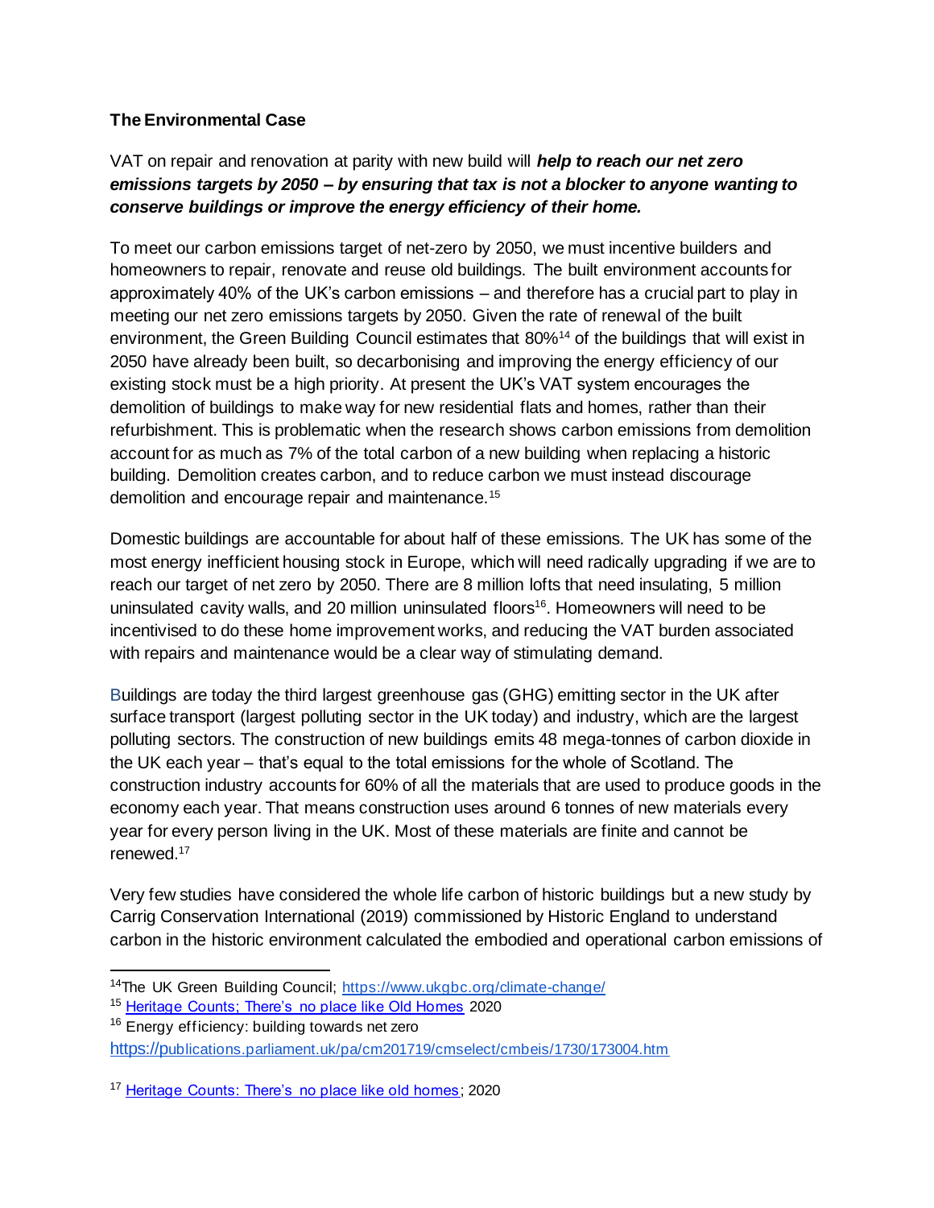**The Environmental Case**

VAT on repair and renovation at parity with new build will ***help to reach our net zero emissions targets by 2050 – by ensuring that tax is not a blocker to anyone wanting to conserve buildings or improve the energy efficiency of their home.***

To meet our carbon emissions target of net-zero by 2050, we must incentive builders and homeowners to repair, renovate and reuse old buildings. The built environment accounts for approximately 40% of the UK's carbon emissions – and therefore has a crucial part to play in meeting our net zero emissions targets by 2050. Given the rate of renewal of the built environment, the Green Building Council estimates that 80%[14] of the buildings that will exist in 2050 have already been built, so decarbonising and improving the energy efficiency of our existing stock must be a high priority. At present the UK's VAT system encourages the demolition of buildings to make way for new residential flats and homes, rather than their refurbishment. This is problematic when the research shows carbon emissions from demolition account for as much as 7% of the total carbon of a new building when replacing a historic building. Demolition creates carbon, and to reduce carbon we must instead discourage demolition and encourage repair and maintenance.[15]

Domestic buildings are accountable for about half of these emissions. The UK has some of the most energy inefficient housing stock in Europe, which will need radically upgrading if we are to reach our target of net zero by 2050. There are 8 million lofts that need insulating, 5 million uninsulated cavity walls, and 20 million uninsulated floors[16]. Homeowners will need to be incentivised to do these home improvement works, and reducing the VAT burden associated with repairs and maintenance would be a clear way of stimulating demand.

Buildings are today the third largest greenhouse gas (GHG) emitting sector in the UK after surface transport (largest polluting sector in the UK today) and industry, which are the largest polluting sectors. The construction of new buildings emits 48 mega-tonnes of carbon dioxide in the UK each year – that's equal to the total emissions for the whole of Scotland. The construction industry accounts for 60% of all the materials that are used to produce goods in the economy each year. That means construction uses around 6 tonnes of new materials every year for every person living in the UK. Most of these materials are finite and cannot be renewed.[17]

Very few studies have considered the whole life carbon of historic buildings but a new study by Carrig Conservation International (2019) commissioned by Historic England to understand carbon in the historic environment calculated the embodied and operational carbon emissions of

---

[14] The UK Green Building Council; https://www.ukgbc.org/climate-change/

[15] Heritage Counts; There's no place like Old Homes 2020

[16] Energy efficiency: building towards net zero https://publications.parliament.uk/pa/cm201719/cmselect/cmbeis/1730/173004.htm

[17] Heritage Counts: There's no place like old homes; 2020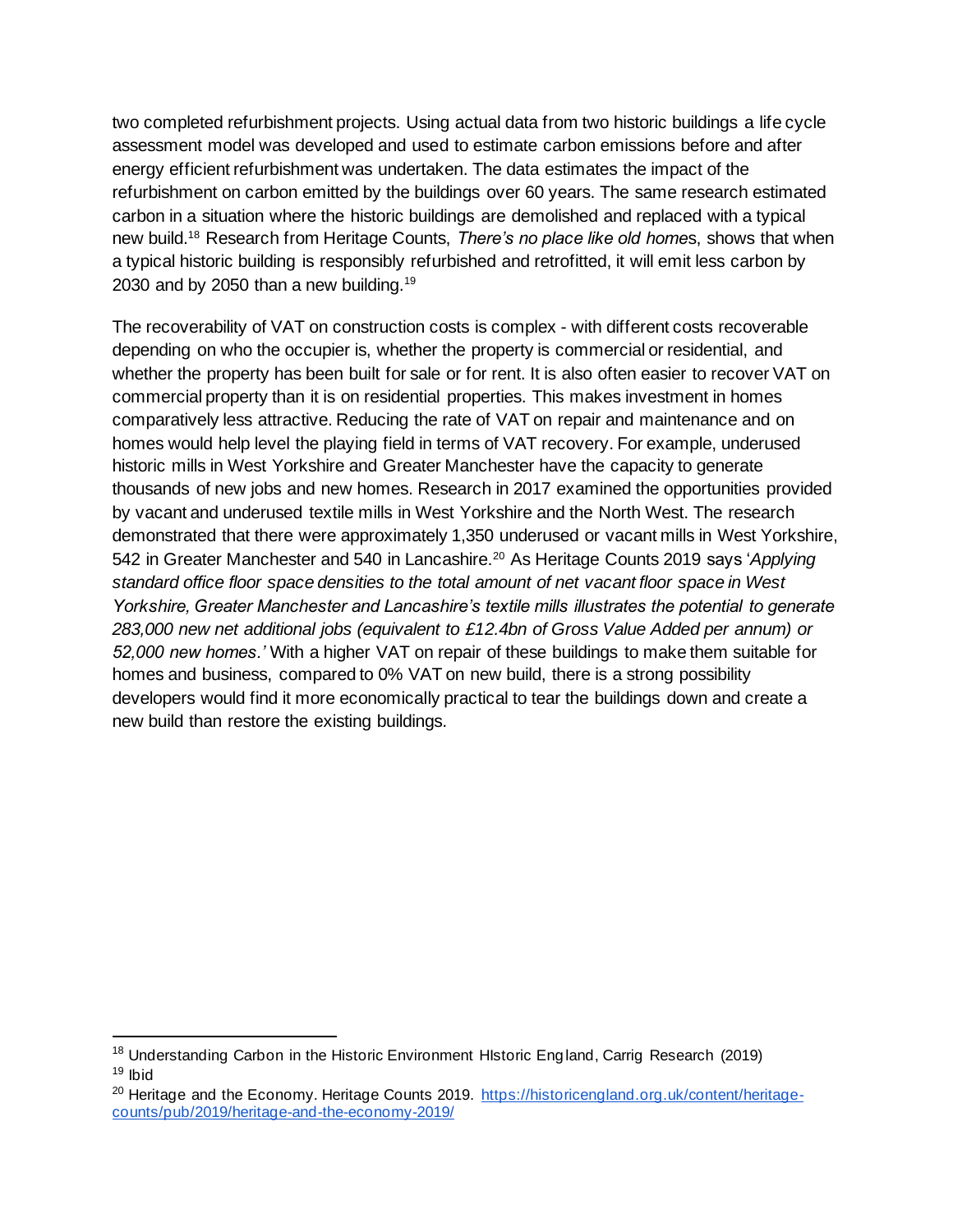two completed refurbishment projects. Using actual data from two historic buildings a life cycle assessment model was developed and used to estimate carbon emissions before and after energy efficient refurbishment was undertaken. The data estimates the impact of the refurbishment on carbon emitted by the buildings over 60 years. The same research estimated carbon in a situation where the historic buildings are demolished and replaced with a typical new build.[18] Research from Heritage Counts, *There's no place like old home*s, shows that when a typical historic building is responsibly refurbished and retrofitted, it will emit less carbon by 2030 and by 2050 than a new building.[19]

The recoverability of VAT on construction costs is complex - with different costs recoverable depending on who the occupier is, whether the property is commercial or residential, and whether the property has been built for sale or for rent. It is also often easier to recover VAT on commercial property than it is on residential properties. This makes investment in homes comparatively less attractive. Reducing the rate of VAT on repair and maintenance and on homes would help level the playing field in terms of VAT recovery. For example, underused historic mills in West Yorkshire and Greater Manchester have the capacity to generate thousands of new jobs and new homes. Research in 2017 examined the opportunities provided by vacant and underused textile mills in West Yorkshire and the North West. The research demonstrated that there were approximately 1,350 underused or vacant mills in West Yorkshire, 542 in Greater Manchester and 540 in Lancashire.[20] As Heritage Counts 2019 says '*Applying standard office floor space densities to the total amount of net vacant floor space in West Yorkshire, Greater Manchester and Lancashire's textile mills illustrates the potential to generate 283,000 new net additional jobs (equivalent to £12.4bn of Gross Value Added per annum) or 52,000 new homes.*' With a higher VAT on repair of these buildings to make them suitable for homes and business, compared to 0% VAT on new build, there is a strong possibility developers would find it more economically practical to tear the buildings down and create a new build than restore the existing buildings.

---

[18] Understanding Carbon in the Historic Environment HIstoric England, Carrig Research (2019)

[19] Ibid

[20] Heritage and the Economy. Heritage Counts 2019. https://historicengland.org.uk/content/heritage-counts/pub/2019/heritage-and-the-economy-2019/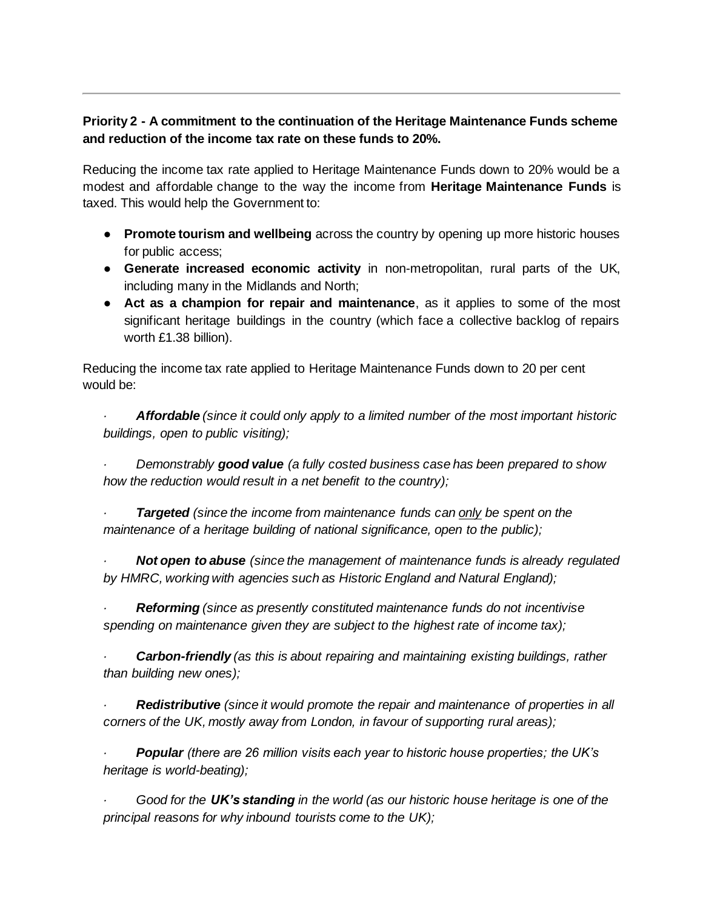---

**Priority 2 - A commitment to the continuation of the Heritage Maintenance Funds scheme and reduction of the income tax rate on these funds to 20%.**

Reducing the income tax rate applied to Heritage Maintenance Funds down to 20% would be a modest and affordable change to the way the income from **Heritage Maintenance Funds** is taxed. This would help the Government to:

- **Promote tourism and wellbeing** across the country by opening up more historic houses for public access;
- **Generate increased economic activity** in non-metropolitan, rural parts of the UK, including many in the Midlands and North;
- **Act as a champion for repair and maintenance**, as it applies to some of the most significant heritage buildings in the country (which face a collective backlog of repairs worth £1.38 billion).

Reducing the income tax rate applied to Heritage Maintenance Funds down to 20 per cent would be:

· ***Affordable*** *(since it could only apply to a limited number of the most important historic buildings, open to public visiting);*

· *Demonstrably **good value** (a fully costed business case has been prepared to show how the reduction would result in a net benefit to the country);*

· ***Targeted*** *(since the income from maintenance funds can only be spent on the maintenance of a heritage building of national significance, open to the public);*

· ***Not open to abuse*** *(since the management of maintenance funds is already regulated by HMRC, working with agencies such as Historic England and Natural England);*

· ***Reforming*** *(since as presently constituted maintenance funds do not incentivise spending on maintenance given they are subject to the highest rate of income tax);*

· ***Carbon-friendly*** *(as this is about repairing and maintaining existing buildings, rather than building new ones);*

· ***Redistributive*** *(since it would promote the repair and maintenance of properties in all corners of the UK, mostly away from London, in favour of supporting rural areas);*

· ***Popular*** *(there are 26 million visits each year to historic house properties; the UK's heritage is world-beating);*

· *Good for the **UK's standing** in the world (as our historic house heritage is one of the principal reasons for why inbound tourists come to the UK);*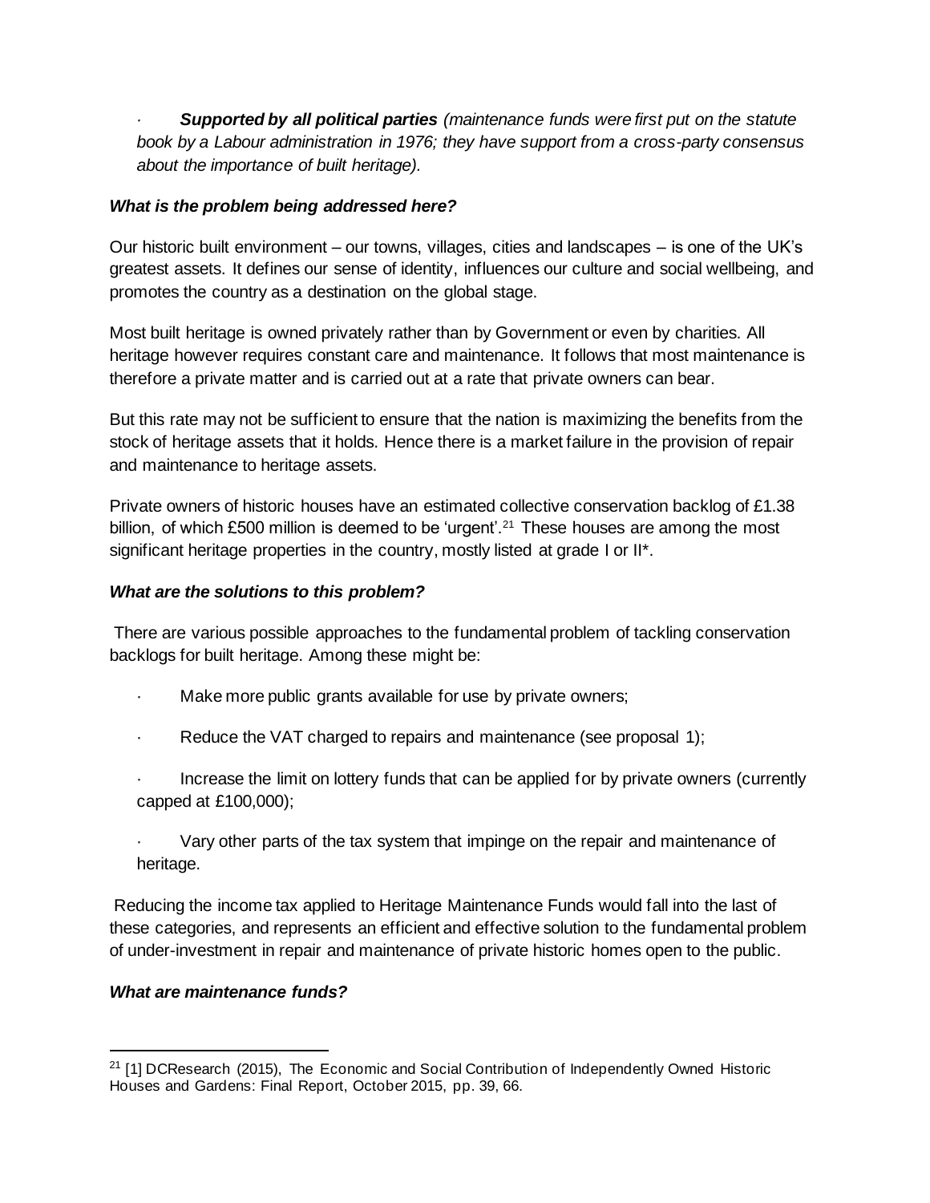- ***Supported by all political parties*** *(maintenance funds were first put on the statute book by a Labour administration in 1976; they have support from a cross-party consensus about the importance of built heritage).*

### *What is the problem being addressed here?*

Our historic built environment – our towns, villages, cities and landscapes – is one of the UK's greatest assets. It defines our sense of identity, influences our culture and social wellbeing, and promotes the country as a destination on the global stage.

Most built heritage is owned privately rather than by Government or even by charities. All heritage however requires constant care and maintenance. It follows that most maintenance is therefore a private matter and is carried out at a rate that private owners can bear.

But this rate may not be sufficient to ensure that the nation is maximizing the benefits from the stock of heritage assets that it holds. Hence there is a market failure in the provision of repair and maintenance to heritage assets.

Private owners of historic houses have an estimated collective conservation backlog of £1.38 billion, of which £500 million is deemed to be 'urgent'.[21] These houses are among the most significant heritage properties in the country, mostly listed at grade I or II*.

### *What are the solutions to this problem?*

There are various possible approaches to the fundamental problem of tackling conservation backlogs for built heritage. Among these might be:

- Make more public grants available for use by private owners;
- Reduce the VAT charged to repairs and maintenance (see proposal 1);
- Increase the limit on lottery funds that can be applied for by private owners (currently capped at £100,000);
- Vary other parts of the tax system that impinge on the repair and maintenance of heritage.

Reducing the income tax applied to Heritage Maintenance Funds would fall into the last of these categories, and represents an efficient and effective solution to the fundamental problem of under-investment in repair and maintenance of private historic homes open to the public.

### *What are maintenance funds?*

---

[21] [1] DCResearch (2015), The Economic and Social Contribution of Independently Owned Historic Houses and Gardens: Final Report, October 2015, pp. 39, 66.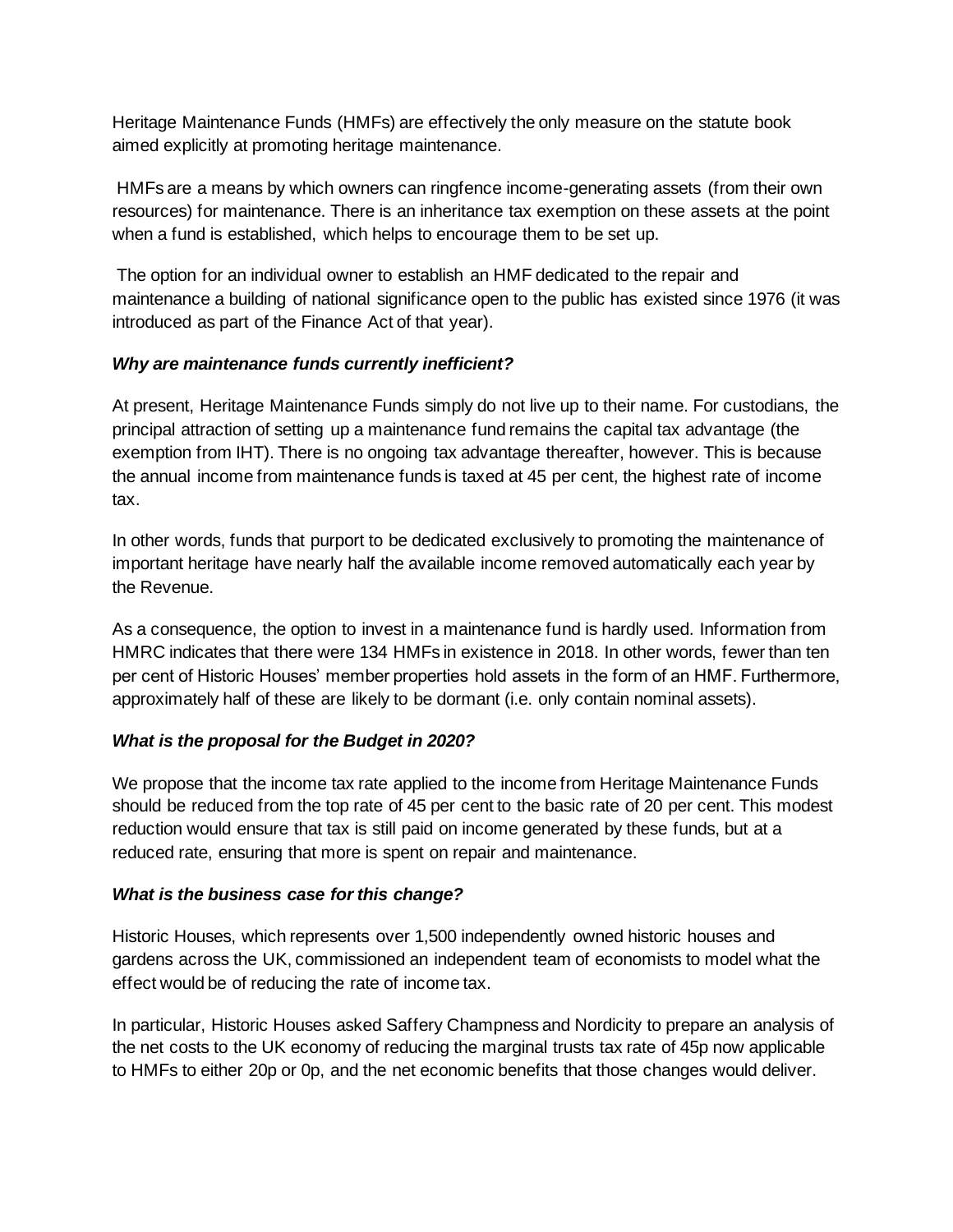Heritage Maintenance Funds (HMFs) are effectively the only measure on the statute book aimed explicitly at promoting heritage maintenance.

HMFs are a means by which owners can ringfence income-generating assets (from their own resources) for maintenance. There is an inheritance tax exemption on these assets at the point when a fund is established, which helps to encourage them to be set up.

The option for an individual owner to establish an HMF dedicated to the repair and maintenance a building of national significance open to the public has existed since 1976 (it was introduced as part of the Finance Act of that year).

### *Why are maintenance funds currently inefficient?*

At present, Heritage Maintenance Funds simply do not live up to their name. For custodians, the principal attraction of setting up a maintenance fund remains the capital tax advantage (the exemption from IHT). There is no ongoing tax advantage thereafter, however. This is because the annual income from maintenance funds is taxed at 45 per cent, the highest rate of income tax.

In other words, funds that purport to be dedicated exclusively to promoting the maintenance of important heritage have nearly half the available income removed automatically each year by the Revenue.

As a consequence, the option to invest in a maintenance fund is hardly used. Information from HMRC indicates that there were 134 HMFs in existence in 2018. In other words, fewer than ten per cent of Historic Houses' member properties hold assets in the form of an HMF. Furthermore, approximately half of these are likely to be dormant (i.e. only contain nominal assets).

### *What is the proposal for the Budget in 2020?*

We propose that the income tax rate applied to the income from Heritage Maintenance Funds should be reduced from the top rate of 45 per cent to the basic rate of 20 per cent. This modest reduction would ensure that tax is still paid on income generated by these funds, but at a reduced rate, ensuring that more is spent on repair and maintenance.

### *What is the business case for this change?*

Historic Houses, which represents over 1,500 independently owned historic houses and gardens across the UK, commissioned an independent team of economists to model what the effect would be of reducing the rate of income tax.

In particular, Historic Houses asked Saffery Champness and Nordicity to prepare an analysis of the net costs to the UK economy of reducing the marginal trusts tax rate of 45p now applicable to HMFs to either 20p or 0p, and the net economic benefits that those changes would deliver.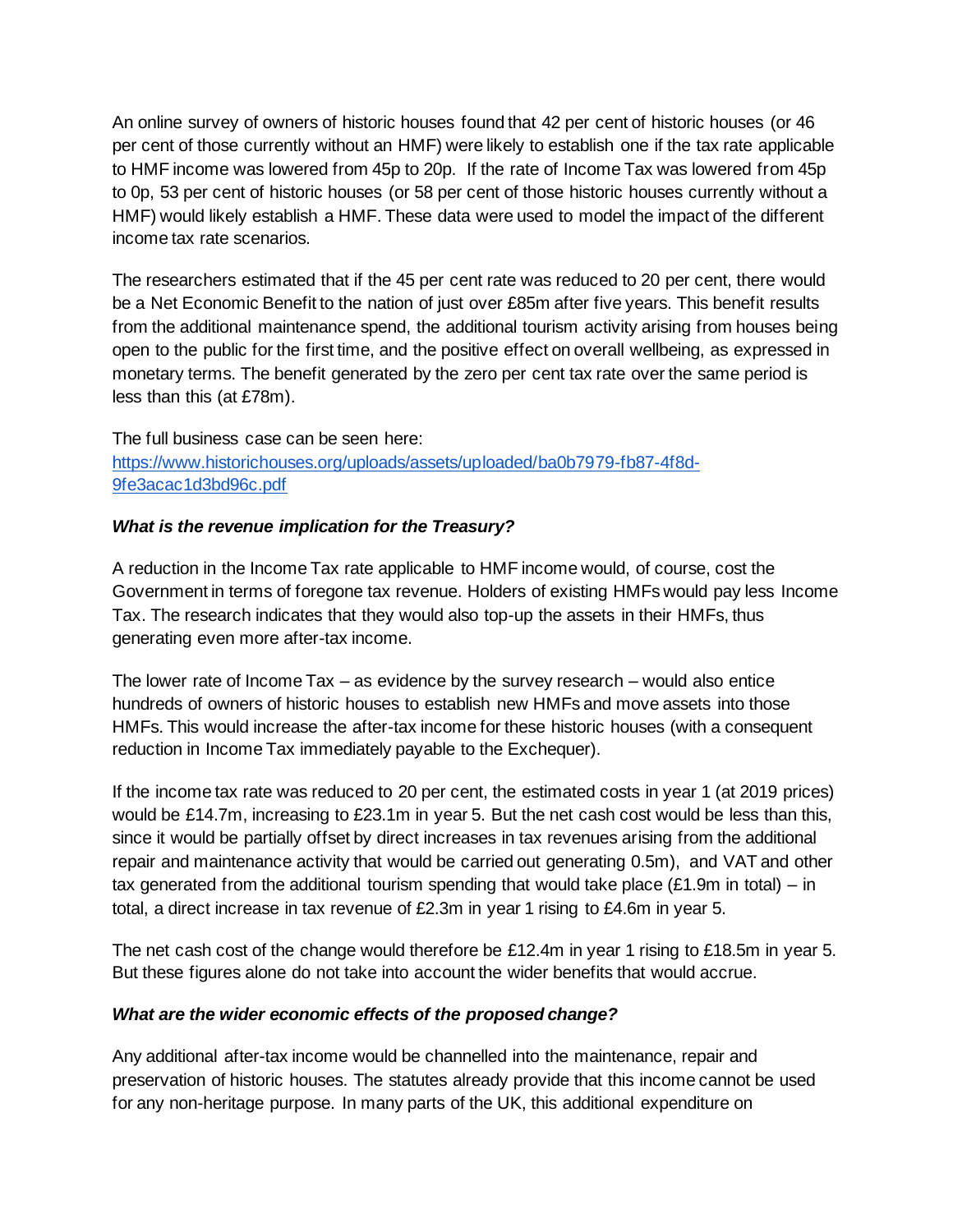An online survey of owners of historic houses found that 42 per cent of historic houses (or 46 per cent of those currently without an HMF) were likely to establish one if the tax rate applicable to HMF income was lowered from 45p to 20p. If the rate of Income Tax was lowered from 45p to 0p, 53 per cent of historic houses (or 58 per cent of those historic houses currently without a HMF) would likely establish a HMF. These data were used to model the impact of the different income tax rate scenarios.

The researchers estimated that if the 45 per cent rate was reduced to 20 per cent, there would be a Net Economic Benefit to the nation of just over £85m after five years. This benefit results from the additional maintenance spend, the additional tourism activity arising from houses being open to the public for the first time, and the positive effect on overall wellbeing, as expressed in monetary terms. The benefit generated by the zero per cent tax rate over the same period is less than this (at £78m).

The full business case can be seen here: [https://www.historichouses.org/uploads/assets/uploaded/ba0b7979-fb87-4f8d-9fe3acac1d3bd96c.pdf](https://www.historichouses.org/uploads/assets/uploaded/ba0b7979-fb87-4f8d-9fe3acac1d3bd96c.pdf)

***What is the revenue implication for the Treasury?***

A reduction in the Income Tax rate applicable to HMF income would, of course, cost the Government in terms of foregone tax revenue. Holders of existing HMFs would pay less Income Tax. The research indicates that they would also top-up the assets in their HMFs, thus generating even more after-tax income.

The lower rate of Income Tax – as evidence by the survey research – would also entice hundreds of owners of historic houses to establish new HMFs and move assets into those HMFs. This would increase the after-tax income for these historic houses (with a consequent reduction in Income Tax immediately payable to the Exchequer).

If the income tax rate was reduced to 20 per cent, the estimated costs in year 1 (at 2019 prices) would be £14.7m, increasing to £23.1m in year 5. But the net cash cost would be less than this, since it would be partially offset by direct increases in tax revenues arising from the additional repair and maintenance activity that would be carried out generating 0.5m), and VAT and other tax generated from the additional tourism spending that would take place (£1.9m in total) – in total, a direct increase in tax revenue of £2.3m in year 1 rising to £4.6m in year 5.

The net cash cost of the change would therefore be £12.4m in year 1 rising to £18.5m in year 5. But these figures alone do not take into account the wider benefits that would accrue.

***What are the wider economic effects of the proposed change?***

Any additional after-tax income would be channelled into the maintenance, repair and preservation of historic houses. The statutes already provide that this income cannot be used for any non-heritage purpose. In many parts of the UK, this additional expenditure on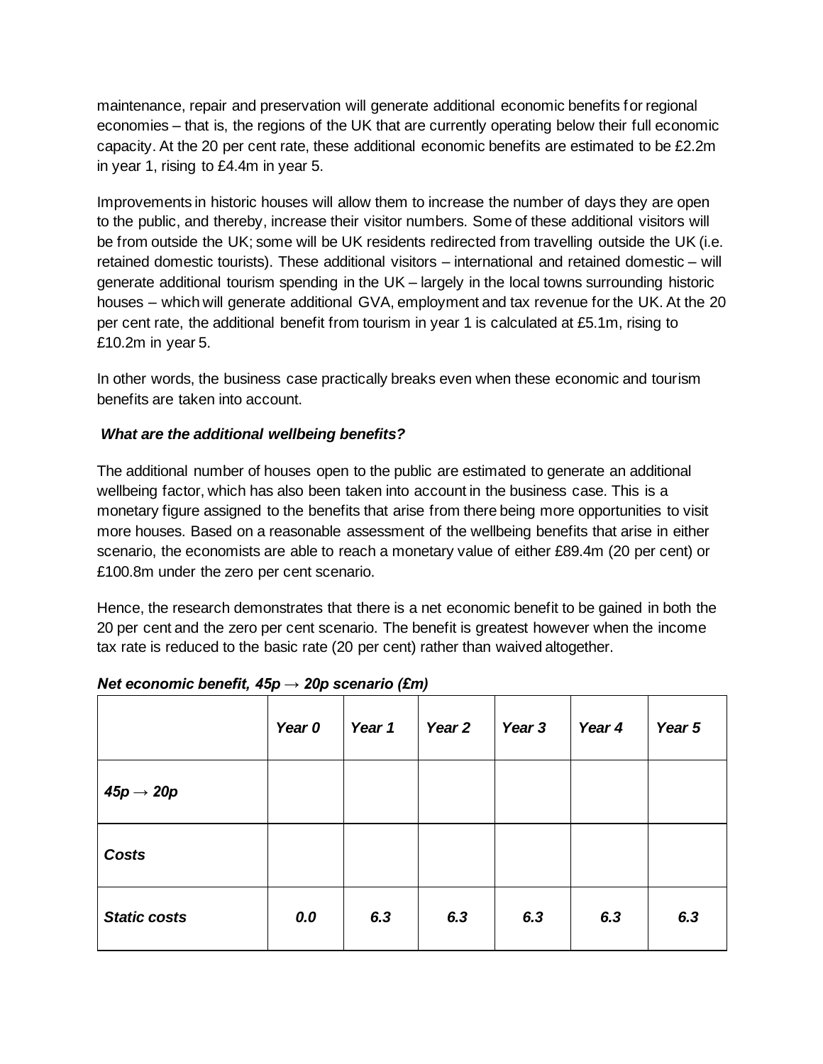maintenance, repair and preservation will generate additional economic benefits for regional economies – that is, the regions of the UK that are currently operating below their full economic capacity. At the 20 per cent rate, these additional economic benefits are estimated to be £2.2m in year 1, rising to £4.4m in year 5.

Improvements in historic houses will allow them to increase the number of days they are open to the public, and thereby, increase their visitor numbers. Some of these additional visitors will be from outside the UK; some will be UK residents redirected from travelling outside the UK (i.e. retained domestic tourists). These additional visitors – international and retained domestic – will generate additional tourism spending in the UK – largely in the local towns surrounding historic houses – which will generate additional GVA, employment and tax revenue for the UK. At the 20 per cent rate, the additional benefit from tourism in year 1 is calculated at £5.1m, rising to £10.2m in year 5.

In other words, the business case practically breaks even when these economic and tourism benefits are taken into account.

***What are the additional wellbeing benefits?***

The additional number of houses open to the public are estimated to generate an additional wellbeing factor, which has also been taken into account in the business case. This is a monetary figure assigned to the benefits that arise from there being more opportunities to visit more houses. Based on a reasonable assessment of the wellbeing benefits that arise in either scenario, the economists are able to reach a monetary value of either £89.4m (20 per cent) or £100.8m under the zero per cent scenario.

Hence, the research demonstrates that there is a net economic benefit to be gained in both the 20 per cent and the zero per cent scenario. The benefit is greatest however when the income tax rate is reduced to the basic rate (20 per cent) rather than waived altogether.

***Net economic benefit, 45p → 20p scenario (£m)***

| | ***Year 0*** | ***Year 1*** | ***Year 2*** | ***Year 3*** | ***Year 4*** | ***Year 5*** |
|---|---|---|---|---|---|---|
| ***45p → 20p*** | | | | | | |
| ***Costs*** | | | | | | |
| ***Static costs*** | ***0.0*** | ***6.3*** | ***6.3*** | ***6.3*** | ***6.3*** | ***6.3*** |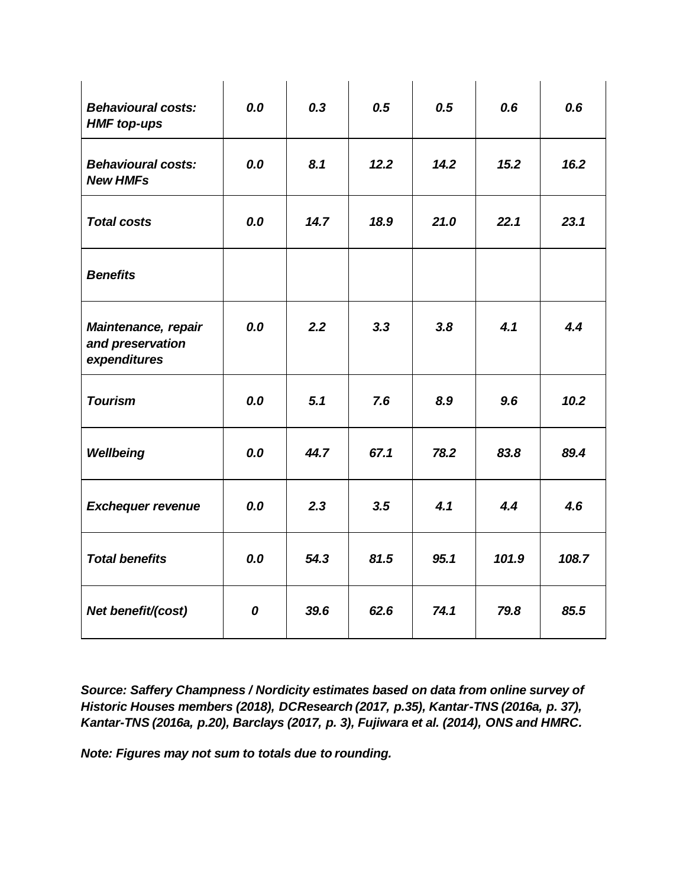| | | | | | | |
|---|---|---|---|---|---|---|
| ***Behavioural costs: HMF top-ups*** | ***0.0*** | ***0.3*** | ***0.5*** | ***0.5*** | ***0.6*** | ***0.6*** |
| ***Behavioural costs: New HMFs*** | ***0.0*** | ***8.1*** | ***12.2*** | ***14.2*** | ***15.2*** | ***16.2*** |
| ***Total costs*** | ***0.0*** | ***14.7*** | ***18.9*** | ***21.0*** | ***22.1*** | ***23.1*** |
| ***Benefits*** | | | | | | |
| ***Maintenance, repair and preservation expenditures*** | ***0.0*** | ***2.2*** | ***3.3*** | ***3.8*** | ***4.1*** | ***4.4*** |
| ***Tourism*** | ***0.0*** | ***5.1*** | ***7.6*** | ***8.9*** | ***9.6*** | ***10.2*** |
| ***Wellbeing*** | ***0.0*** | ***44.7*** | ***67.1*** | ***78.2*** | ***83.8*** | ***89.4*** |
| ***Exchequer revenue*** | ***0.0*** | ***2.3*** | ***3.5*** | ***4.1*** | ***4.4*** | ***4.6*** |
| ***Total benefits*** | ***0.0*** | ***54.3*** | ***81.5*** | ***95.1*** | ***101.9*** | ***108.7*** |
| ***Net benefit/(cost)*** | ***0*** | ***39.6*** | ***62.6*** | ***74.1*** | ***79.8*** | ***85.5*** |

***Source: Saffery Champness / Nordicity estimates based on data from online survey of Historic Houses members (2018), DCResearch (2017, p.35), Kantar-TNS (2016a, p. 37), Kantar-TNS (2016a, p.20), Barclays (2017, p. 3), Fujiwara et al. (2014), ONS and HMRC.***

***Note: Figures may not sum to totals due to rounding.***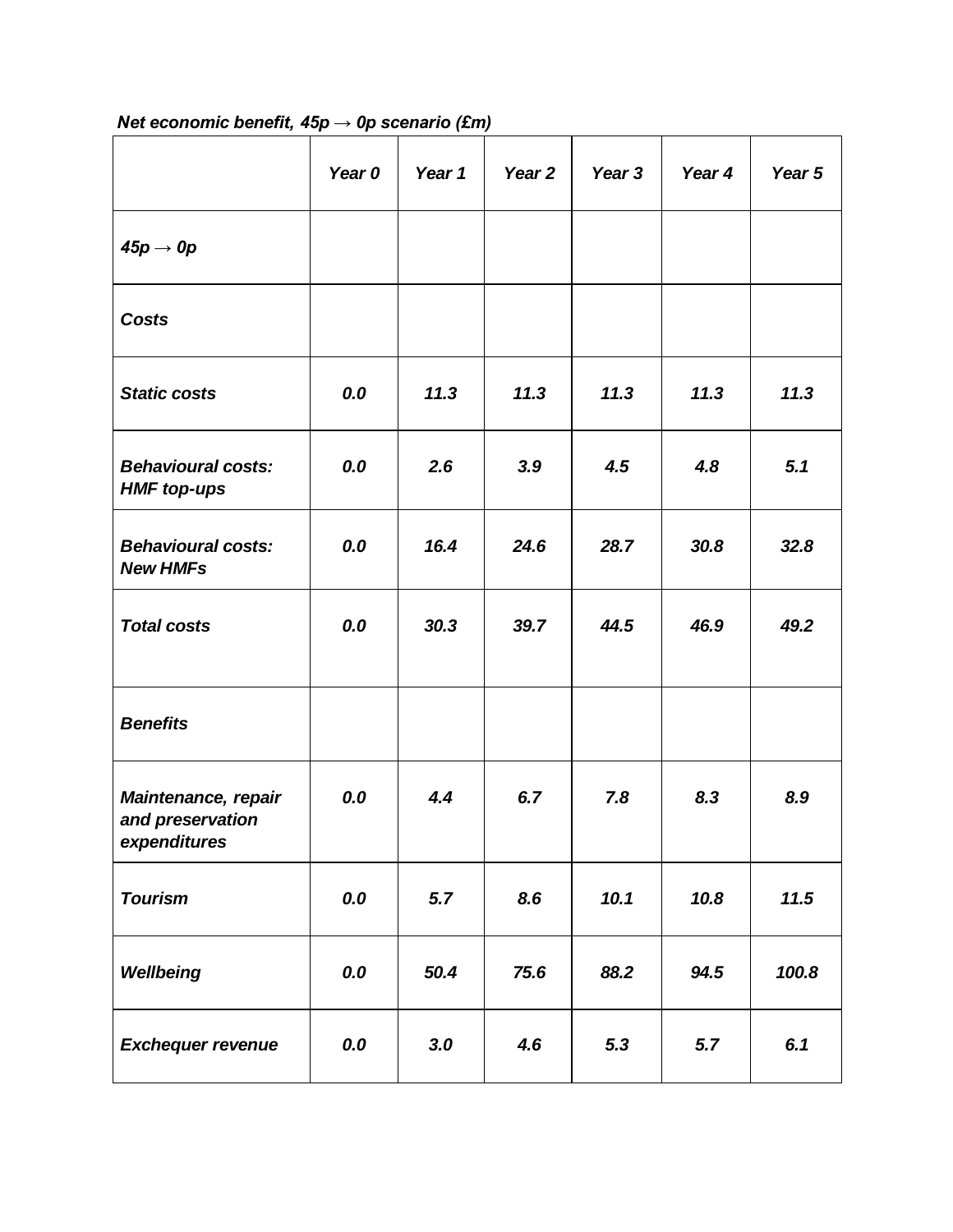*Net economic benefit, 45p → 0p scenario (£m)*

| | *Year 0* | *Year 1* | *Year 2* | *Year 3* | *Year 4* | *Year 5* |
|---|---|---|---|---|---|---|
| ***45p → 0p*** | | | | | | |
| ***Costs*** | | | | | | |
| ***Static costs*** | ***0.0*** | ***11.3*** | ***11.3*** | ***11.3*** | ***11.3*** | ***11.3*** |
| ***Behavioural costs: HMF top-ups*** | ***0.0*** | ***2.6*** | ***3.9*** | ***4.5*** | ***4.8*** | ***5.1*** |
| ***Behavioural costs: New HMFs*** | ***0.0*** | ***16.4*** | ***24.6*** | ***28.7*** | ***30.8*** | ***32.8*** |
| ***Total costs*** | ***0.0*** | ***30.3*** | ***39.7*** | ***44.5*** | ***46.9*** | ***49.2*** |
| ***Benefits*** | | | | | | |
| ***Maintenance, repair and preservation expenditures*** | ***0.0*** | ***4.4*** | ***6.7*** | ***7.8*** | ***8.3*** | ***8.9*** |
| ***Tourism*** | ***0.0*** | ***5.7*** | ***8.6*** | ***10.1*** | ***10.8*** | ***11.5*** |
| ***Wellbeing*** | ***0.0*** | ***50.4*** | ***75.6*** | ***88.2*** | ***94.5*** | ***100.8*** |
| ***Exchequer revenue*** | ***0.0*** | ***3.0*** | ***4.6*** | ***5.3*** | ***5.7*** | ***6.1*** |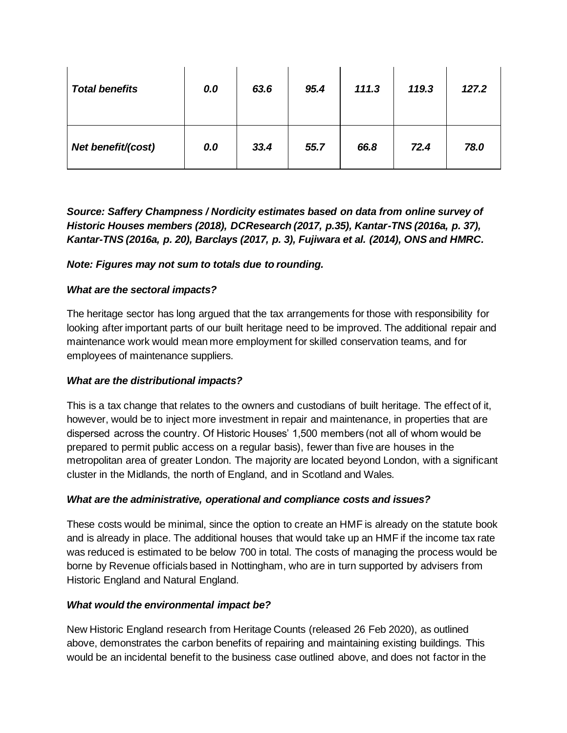| | | | | | | |
|---|---|---|---|---|---|---|
| ***Total benefits*** | ***0.0*** | ***63.6*** | ***95.4*** | ***111.3*** | ***119.3*** | ***127.2*** |
| ***Net benefit/(cost)*** | ***0.0*** | ***33.4*** | ***55.7*** | ***66.8*** | ***72.4*** | ***78.0*** |

***Source: Saffery Champness / Nordicity estimates based on data from online survey of Historic Houses members (2018), DCResearch (2017, p.35), Kantar-TNS (2016a, p. 37), Kantar-TNS (2016a, p. 20), Barclays (2017, p. 3), Fujiwara et al. (2014), ONS and HMRC.***

***Note: Figures may not sum to totals due to rounding.***

***What are the sectoral impacts?***

The heritage sector has long argued that the tax arrangements for those with responsibility for looking after important parts of our built heritage need to be improved. The additional repair and maintenance work would mean more employment for skilled conservation teams, and for employees of maintenance suppliers.

***What are the distributional impacts?***

This is a tax change that relates to the owners and custodians of built heritage. The effect of it, however, would be to inject more investment in repair and maintenance, in properties that are dispersed across the country. Of Historic Houses' 1,500 members (not all of whom would be prepared to permit public access on a regular basis), fewer than five are houses in the metropolitan area of greater London. The majority are located beyond London, with a significant cluster in the Midlands, the north of England, and in Scotland and Wales.

***What are the administrative, operational and compliance costs and issues?***

These costs would be minimal, since the option to create an HMF is already on the statute book and is already in place. The additional houses that would take up an HMF if the income tax rate was reduced is estimated to be below 700 in total. The costs of managing the process would be borne by Revenue officials based in Nottingham, who are in turn supported by advisers from Historic England and Natural England.

***What would the environmental impact be?***

New Historic England research from Heritage Counts (released 26 Feb 2020), as outlined above, demonstrates the carbon benefits of repairing and maintaining existing buildings. This would be an incidental benefit to the business case outlined above, and does not factor in the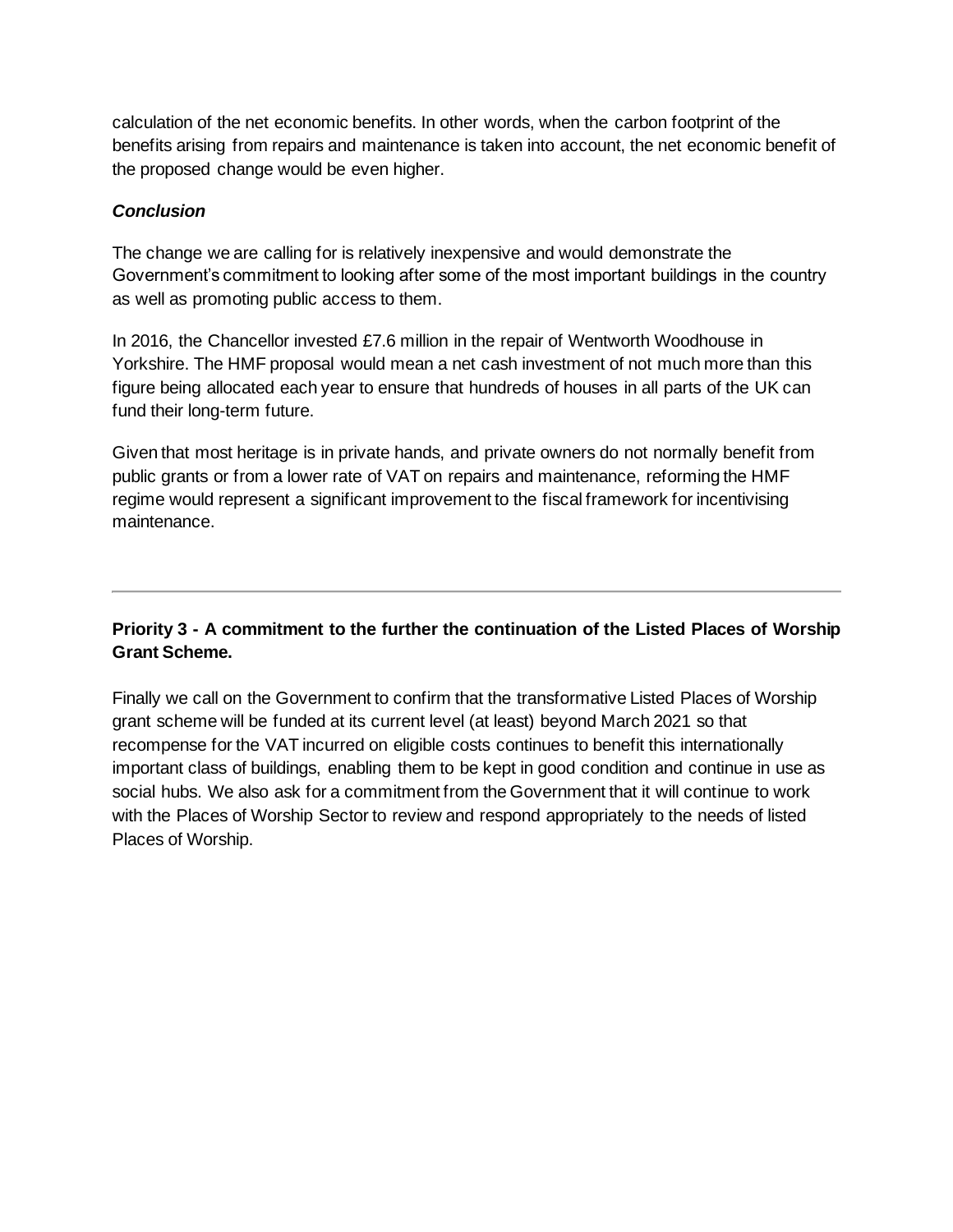calculation of the net economic benefits. In other words, when the carbon footprint of the benefits arising from repairs and maintenance is taken into account, the net economic benefit of the proposed change would be even higher.

***Conclusion***

The change we are calling for is relatively inexpensive and would demonstrate the Government's commitment to looking after some of the most important buildings in the country as well as promoting public access to them.

In 2016, the Chancellor invested £7.6 million in the repair of Wentworth Woodhouse in Yorkshire. The HMF proposal would mean a net cash investment of not much more than this figure being allocated each year to ensure that hundreds of houses in all parts of the UK can fund their long-term future.

Given that most heritage is in private hands, and private owners do not normally benefit from public grants or from a lower rate of VAT on repairs and maintenance, reforming the HMF regime would represent a significant improvement to the fiscal framework for incentivising maintenance.

---

**Priority 3 - A commitment to the further the continuation of the Listed Places of Worship Grant Scheme.**

Finally we call on the Government to confirm that the transformative Listed Places of Worship grant scheme will be funded at its current level (at least) beyond March 2021 so that recompense for the VAT incurred on eligible costs continues to benefit this internationally important class of buildings, enabling them to be kept in good condition and continue in use as social hubs. We also ask for a commitment from the Government that it will continue to work with the Places of Worship Sector to review and respond appropriately to the needs of listed Places of Worship.